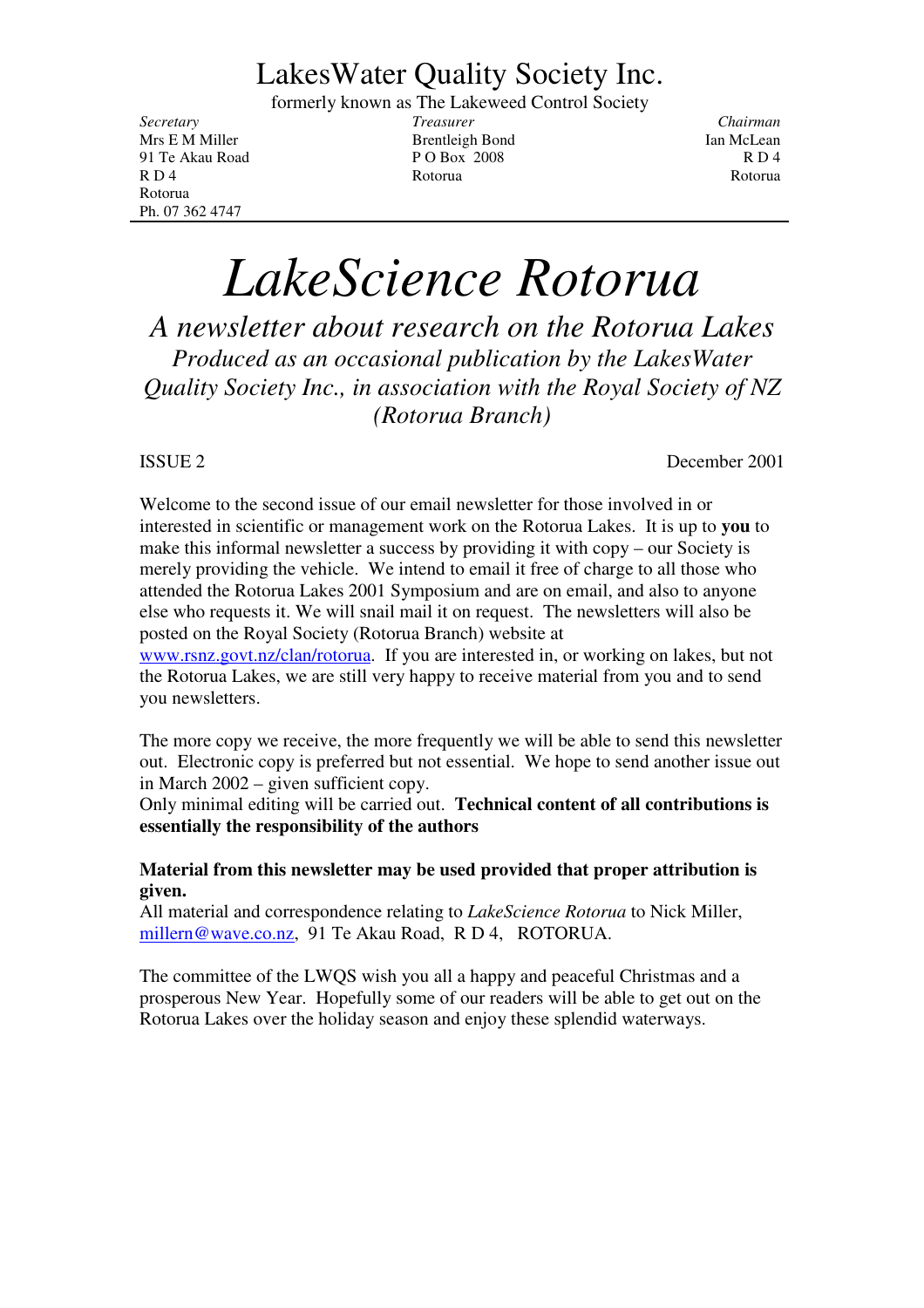# LakesWater Quality Society Inc.

formerly known as The Lakeweed Control Society

| *Secretary* | *Treasurer* | *Chairman* |
|---|---|---|
| Mrs E M Miller | Brentleigh Bond | Ian McLean |
| 91 Te Akau Road | P O Box 2008 | R D 4 |
| R D 4 | Rotorua | Rotorua |
| Rotorua | | |
| Ph. 07 362 4747 | | |

# *LakeScience Rotorua*

## *A newsletter about research on the Rotorua Lakes*

*Produced as an occasional publication by the LakesWater Quality Society Inc., in association with the Royal Society of NZ (Rotorua Branch)*

ISSUE 2 December 2001

Welcome to the second issue of our email newsletter for those involved in or interested in scientific or management work on the Rotorua Lakes. It is up to **you** to make this informal newsletter a success by providing it with copy – our Society is merely providing the vehicle. We intend to email it free of charge to all those who attended the Rotorua Lakes 2001 Symposium and are on email, and also to anyone else who requests it. We will snail mail it on request. The newsletters will also be posted on the Royal Society (Rotorua Branch) website at www.rsnz.govt.nz/clan/rotorua. If you are interested in, or working on lakes, but not the Rotorua Lakes, we are still very happy to receive material from you and to send you newsletters.

The more copy we receive, the more frequently we will be able to send this newsletter out. Electronic copy is preferred but not essential. We hope to send another issue out in March 2002 – given sufficient copy.
Only minimal editing will be carried out. **Technical content of all contributions is essentially the responsibility of the authors**

**Material from this newsletter may be used provided that proper attribution is given.**
All material and correspondence relating to *LakeScience Rotorua* to Nick Miller, millern@wave.co.nz, 91 Te Akau Road, R D 4, ROTORUA.

The committee of the LWQS wish you all a happy and peaceful Christmas and a prosperous New Year. Hopefully some of our readers will be able to get out on the Rotorua Lakes over the holiday season and enjoy these splendid waterways.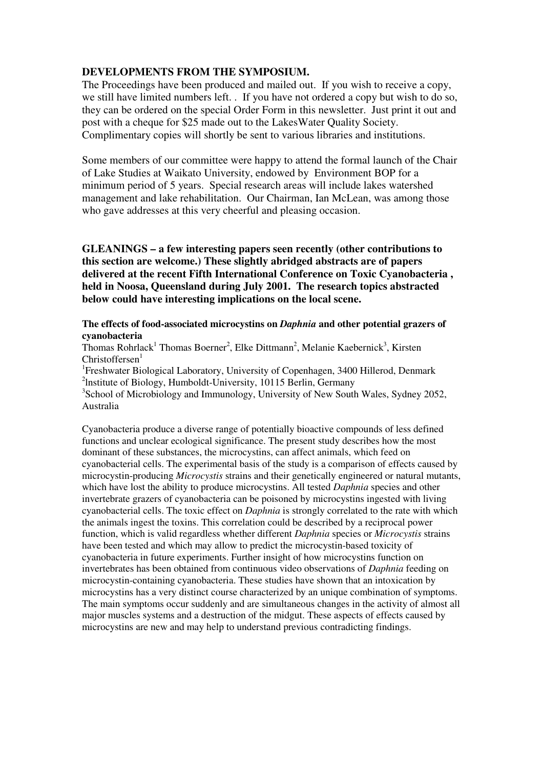**DEVELOPMENTS FROM THE SYMPOSIUM.**

The Proceedings have been produced and mailed out. If you wish to receive a copy, we still have limited numbers left. . If you have not ordered a copy but wish to do so, they can be ordered on the special Order Form in this newsletter. Just print it out and post with a cheque for $25 made out to the LakesWater Quality Society. Complimentary copies will shortly be sent to various libraries and institutions.

Some members of our committee were happy to attend the formal launch of the Chair of Lake Studies at Waikato University, endowed by Environment BOP for a minimum period of 5 years. Special research areas will include lakes watershed management and lake rehabilitation. Our Chairman, Ian McLean, was among those who gave addresses at this very cheerful and pleasing occasion.

**GLEANINGS – a few interesting papers seen recently (other contributions to this section are welcome.) These slightly abridged abstracts are of papers delivered at the recent Fifth International Conference on Toxic Cyanobacteria , held in Noosa, Queensland during July 2001. The research topics abstracted below could have interesting implications on the local scene.**

**The effects of food-associated microcystins on *Daphnia* and other potential grazers of cyanobacteria**

Thomas Rohrlack[1] Thomas Boerner[2], Elke Dittmann[2], Melanie Kaebernick[3], Kirsten Christoffersen[1]

[1]Freshwater Biological Laboratory, University of Copenhagen, 3400 Hillerod, Denmark
[2]Institute of Biology, Humboldt-University, 10115 Berlin, Germany
[3]School of Microbiology and Immunology, University of New South Wales, Sydney 2052, Australia

Cyanobacteria produce a diverse range of potentially bioactive compounds of less defined functions and unclear ecological significance. The present study describes how the most dominant of these substances, the microcystins, can affect animals, which feed on cyanobacterial cells. The experimental basis of the study is a comparison of effects caused by microcystin-producing *Microcystis* strains and their genetically engineered or natural mutants, which have lost the ability to produce microcystins. All tested *Daphnia* species and other invertebrate grazers of cyanobacteria can be poisoned by microcystins ingested with living cyanobacterial cells. The toxic effect on *Daphnia* is strongly correlated to the rate with which the animals ingest the toxins. This correlation could be described by a reciprocal power function, which is valid regardless whether different *Daphnia* species or *Microcystis* strains have been tested and which may allow to predict the microcystin-based toxicity of cyanobacteria in future experiments. Further insight of how microcystins function on invertebrates has been obtained from continuous video observations of *Daphnia* feeding on microcystin-containing cyanobacteria. These studies have shown that an intoxication by microcystins has a very distinct course characterized by an unique combination of symptoms. The main symptoms occur suddenly and are simultaneous changes in the activity of almost all major muscles systems and a destruction of the midgut. These aspects of effects caused by microcystins are new and may help to understand previous contradicting findings.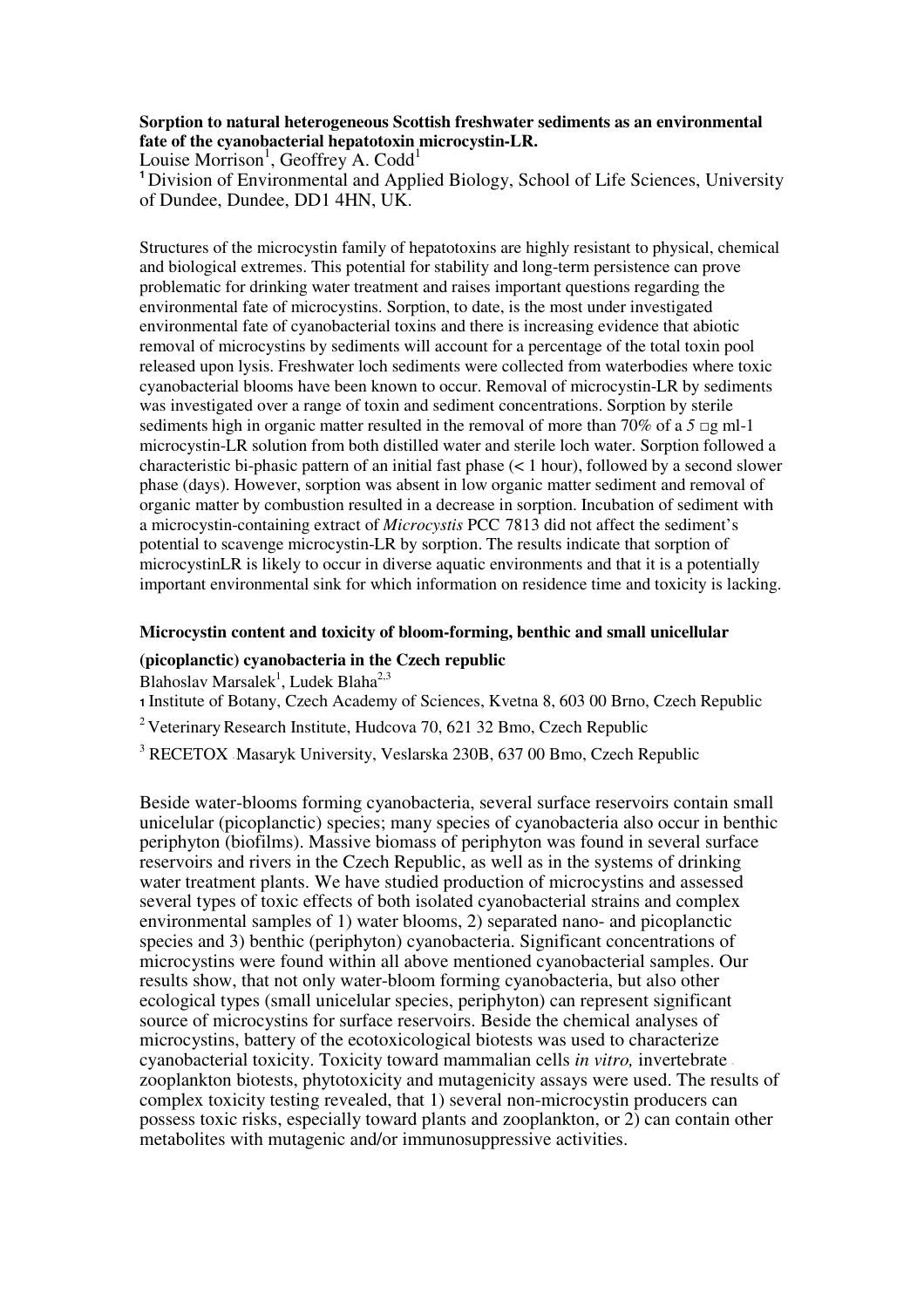**Sorption to natural heterogeneous Scottish freshwater sediments as an environmental fate of the cyanobacterial hepatotoxin microcystin-LR.**

Louise Morrison[1], Geoffrey A. Codd[1]

[1] Division of Environmental and Applied Biology, School of Life Sciences, University of Dundee, Dundee, DD1 4HN, UK.

Structures of the microcystin family of hepatotoxins are highly resistant to physical, chemical and biological extremes. This potential for stability and long-term persistence can prove problematic for drinking water treatment and raises important questions regarding the environmental fate of microcystins. Sorption, to date, is the most under investigated environmental fate of cyanobacterial toxins and there is increasing evidence that abiotic removal of microcystins by sediments will account for a percentage of the total toxin pool released upon lysis. Freshwater loch sediments were collected from waterbodies where toxic cyanobacterial blooms have been known to occur. Removal of microcystin-LR by sediments was investigated over a range of toxin and sediment concentrations. Sorption by sterile sediments high in organic matter resulted in the removal of more than 70% of a *5* □g ml-1 microcystin-LR solution from both distilled water and sterile loch water. Sorption followed a characteristic bi-phasic pattern of an initial fast phase (< 1 hour), followed by a second slower phase (days). However, sorption was absent in low organic matter sediment and removal of organic matter by combustion resulted in a decrease in sorption. Incubation of sediment with a microcystin-containing extract of *Microcystis* PCC 7813 did not affect the sediment's potential to scavenge microcystin-LR by sorption. The results indicate that sorption of microcystinLR is likely to occur in diverse aquatic environments and that it is a potentially important environmental sink for which information on residence time and toxicity is lacking.

**Microcystin content and toxicity of bloom-forming, benthic and small unicellular (picoplanctic) cyanobacteria in the Czech republic**

Blahoslav Marsalek[1], Ludek Blaha[2,3]

[1] Institute of Botany, Czech Academy of Sciences, Kvetna 8, 603 00 Brno, Czech Republic

[2] Veterinary Research Institute, Hudcova 70, 621 32 Bmo, Czech Republic

[3] RECETOX Masaryk University, Veslarska 230B, 637 00 Bmo, Czech Republic

Beside water-blooms forming cyanobacteria, several surface reservoirs contain small unicelular (picoplanctic) species; many species of cyanobacteria also occur in benthic periphyton (biofilms). Massive biomass of periphyton was found in several surface reservoirs and rivers in the Czech Republic, as well as in the systems of drinking water treatment plants. We have studied production of microcystins and assessed several types of toxic effects of both isolated cyanobacterial strains and complex environmental samples of 1) water blooms, 2) separated nano- and picoplanctic species and 3) benthic (periphyton) cyanobacteria. Significant concentrations of microcystins were found within all above mentioned cyanobacterial samples. Our results show, that not only water-bloom forming cyanobacteria, but also other ecological types (small unicelular species, periphyton) can represent significant source of microcystins for surface reservoirs. Beside the chemical analyses of microcystins, battery of the ecotoxicological biotests was used to characterize cyanobacterial toxicity. Toxicity toward mammalian cells *in vitro,* invertebrate zooplankton biotests, phytotoxicity and mutagenicity assays were used. The results of complex toxicity testing revealed, that 1) several non-microcystin producers can possess toxic risks, especially toward plants and zooplankton, or 2) can contain other metabolites with mutagenic and/or immunosuppressive activities.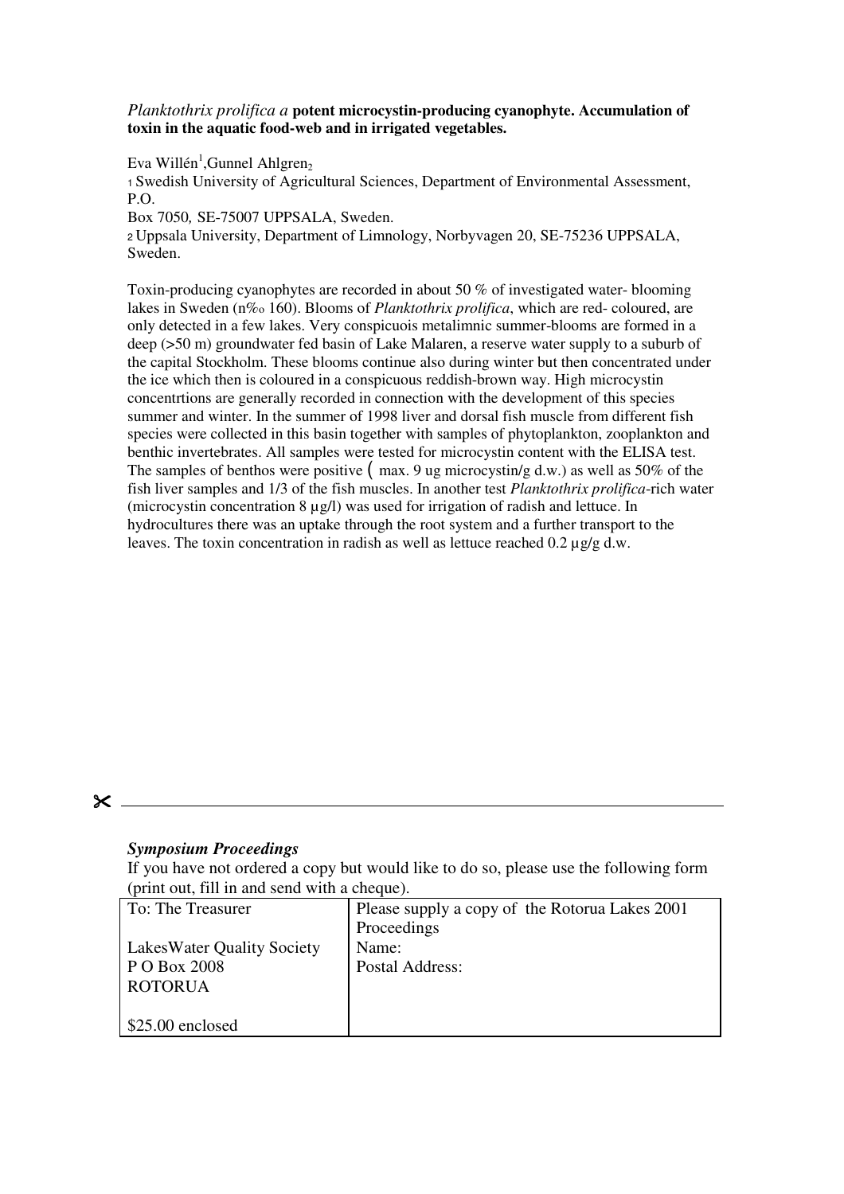*Planktothrix prolifica a* **potent microcystin-producing cyanophyte. Accumulation of toxin in the aquatic food-web and in irrigated vegetables.**

Eva Willén[1],Gunnel Ahlgren[2]

[1] Swedish University of Agricultural Sciences, Department of Environmental Assessment, P.O.
Box 7050, SE-75007 UPPSALA, Sweden.
[2] Uppsala University, Department of Limnology, Norbyvagen 20, SE-75236 UPPSALA, Sweden.

Toxin-producing cyanophytes are recorded in about 50 % of investigated water- blooming lakes in Sweden (n‰ 160). Blooms of *Planktothrix prolifica*, which are red- coloured, are only detected in a few lakes. Very conspicuois metalimnic summer-blooms are formed in a deep (>50 m) groundwater fed basin of Lake Malaren, a reserve water supply to a suburb of the capital Stockholm. These blooms continue also during winter but then concentrated under the ice which then is coloured in a conspicuous reddish-brown way. High microcystin concentrtions are generally recorded in connection with the development of this species summer and winter. In the summer of 1998 liver and dorsal fish muscle from different fish species were collected in this basin together with samples of phytoplankton, zooplankton and benthic invertebrates. All samples were tested for microcystin content with the ELISA test. The samples of benthos were positive ( max. 9 ug microcystin/g d.w.) as well as 50% of the fish liver samples and 1/3 of the fish muscles. In another test *Planktothrix prolifica*-rich water (microcystin concentration 8 µg/l) was used for irrigation of radish and lettuce. In hydrocultures there was an uptake through the root system and a further transport to the leaves. The toxin concentration in radish as well as lettuce reached 0.2 µg/g d.w.

---

***Symposium Proceedings***

If you have not ordered a copy but would like to do so, please use the following form (print out, fill in and send with a cheque).

| To: The Treasurer<br><br>LakesWater Quality Society<br>P O Box 2008<br>ROTORUA<br><br>$25.00 enclosed | Please supply a copy of the Rotorua Lakes 2001 Proceedings<br>Name:<br>Postal Address: |
|---|---|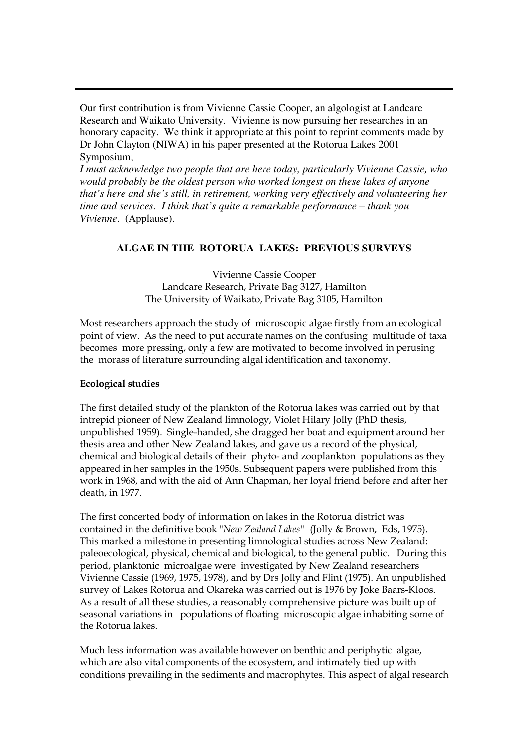Our first contribution is from Vivienne Cassie Cooper, an algologist at Landcare Research and Waikato University. Vivienne is now pursuing her researches in an honorary capacity. We think it appropriate at this point to reprint comments made by Dr John Clayton (NIWA) in his paper presented at the Rotorua Lakes 2001 Symposium;

*I must acknowledge two people that are here today, particularly Vivienne Cassie, who would probably be the oldest person who worked longest on these lakes of anyone that's here and she's still, in retirement, working very effectively and volunteering her time and services. I think that's quite a remarkable performance – thank you Vivienne*. (Applause).

## ALGAE IN THE ROTORUA LAKES: PREVIOUS SURVEYS

Vivienne Cassie Cooper
Landcare Research, Private Bag 3127, Hamilton
The University of Waikato, Private Bag 3105, Hamilton

Most researchers approach the study of microscopic algae firstly from an ecological point of view. As the need to put accurate names on the confusing multitude of taxa becomes more pressing, only a few are motivated to become involved in perusing the morass of literature surrounding algal identification and taxonomy.

### Ecological studies

The first detailed study of the plankton of the Rotorua lakes was carried out by that intrepid pioneer of New Zealand limnology, Violet Hilary Jolly (PhD thesis, unpublished 1959). Single-handed, she dragged her boat and equipment around her thesis area and other New Zealand lakes, and gave us a record of the physical, chemical and biological details of their phyto- and zooplankton populations as they appeared in her samples in the 1950s. Subsequent papers were published from this work in 1968, and with the aid of Ann Chapman, her loyal friend before and after her death, in 1977.

The first concerted body of information on lakes in the Rotorua district was contained in the definitive book "*New Zealand Lakes*" (Jolly & Brown, Eds, 1975). This marked a milestone in presenting limnological studies across New Zealand: paleoecological, physical, chemical and biological, to the general public. During this period, planktonic microalgae were investigated by New Zealand researchers Vivienne Cassie (1969, 1975, 1978), and by Drs Jolly and Flint (1975). An unpublished survey of Lakes Rotorua and Okareka was carried out is 1976 by Joke Baars-Kloos. As a result of all these studies, a reasonably comprehensive picture was built up of seasonal variations in populations of floating microscopic algae inhabiting some of the Rotorua lakes.

Much less information was available however on benthic and periphytic algae, which are also vital components of the ecosystem, and intimately tied up with conditions prevailing in the sediments and macrophytes. This aspect of algal research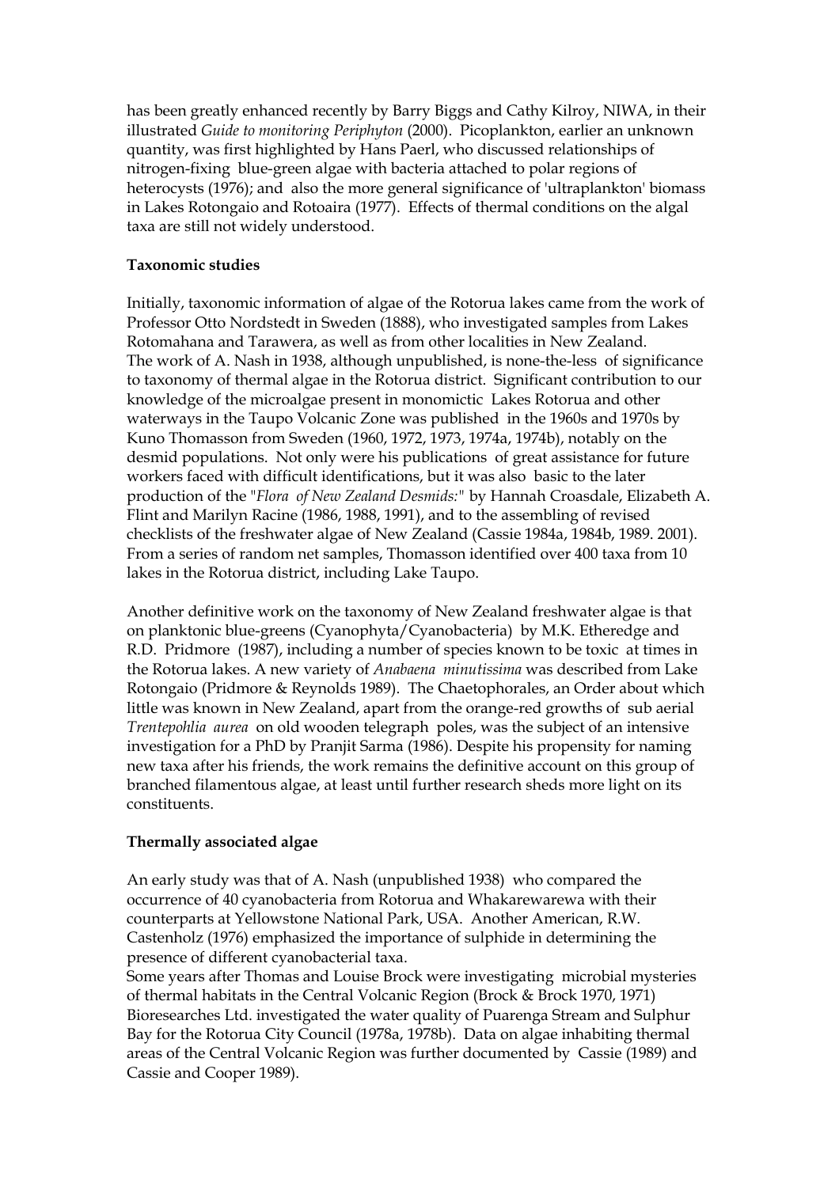has been greatly enhanced recently by Barry Biggs and Cathy Kilroy, NIWA, in their illustrated *Guide to monitoring Periphyton* (2000). Picoplankton, earlier an unknown quantity, was first highlighted by Hans Paerl, who discussed relationships of nitrogen-fixing blue-green algae with bacteria attached to polar regions of heterocysts (1976); and also the more general significance of 'ultraplankton' biomass in Lakes Rotongaio and Rotoaira (1977). Effects of thermal conditions on the algal taxa are still not widely understood.

**Taxonomic studies**

Initially, taxonomic information of algae of the Rotorua lakes came from the work of Professor Otto Nordstedt in Sweden (1888), who investigated samples from Lakes Rotomahana and Tarawera, as well as from other localities in New Zealand. The work of A. Nash in 1938, although unpublished, is none-the-less of significance to taxonomy of thermal algae in the Rotorua district. Significant contribution to our knowledge of the microalgae present in monomictic Lakes Rotorua and other waterways in the Taupo Volcanic Zone was published in the 1960s and 1970s by Kuno Thomasson from Sweden (1960, 1972, 1973, 1974a, 1974b), notably on the desmid populations. Not only were his publications of great assistance for future workers faced with difficult identifications, but it was also basic to the later production of the "*Flora of New Zealand Desmids:*" by Hannah Croasdale, Elizabeth A. Flint and Marilyn Racine (1986, 1988, 1991), and to the assembling of revised checklists of the freshwater algae of New Zealand (Cassie 1984a, 1984b, 1989. 2001). From a series of random net samples, Thomasson identified over 400 taxa from 10 lakes in the Rotorua district, including Lake Taupo.

Another definitive work on the taxonomy of New Zealand freshwater algae is that on planktonic blue-greens (Cyanophyta/Cyanobacteria) by M.K. Etheredge and R.D. Pridmore (1987), including a number of species known to be toxic at times in the Rotorua lakes. A new variety of *Anabaena minutissima* was described from Lake Rotongaio (Pridmore & Reynolds 1989). The Chaetophorales, an Order about which little was known in New Zealand, apart from the orange-red growths of sub aerial *Trentepohlia aurea* on old wooden telegraph poles, was the subject of an intensive investigation for a PhD by Pranjit Sarma (1986). Despite his propensity for naming new taxa after his friends, the work remains the definitive account on this group of branched filamentous algae, at least until further research sheds more light on its constituents.

**Thermally associated algae**

An early study was that of A. Nash (unpublished 1938) who compared the occurrence of 40 cyanobacteria from Rotorua and Whakarewarewa with their counterparts at Yellowstone National Park, USA. Another American, R.W. Castenholz (1976) emphasized the importance of sulphide in determining the presence of different cyanobacterial taxa.
Some years after Thomas and Louise Brock were investigating microbial mysteries of thermal habitats in the Central Volcanic Region (Brock & Brock 1970, 1971) Bioresearches Ltd. investigated the water quality of Puarenga Stream and Sulphur Bay for the Rotorua City Council (1978a, 1978b). Data on algae inhabiting thermal areas of the Central Volcanic Region was further documented by Cassie (1989) and Cassie and Cooper 1989).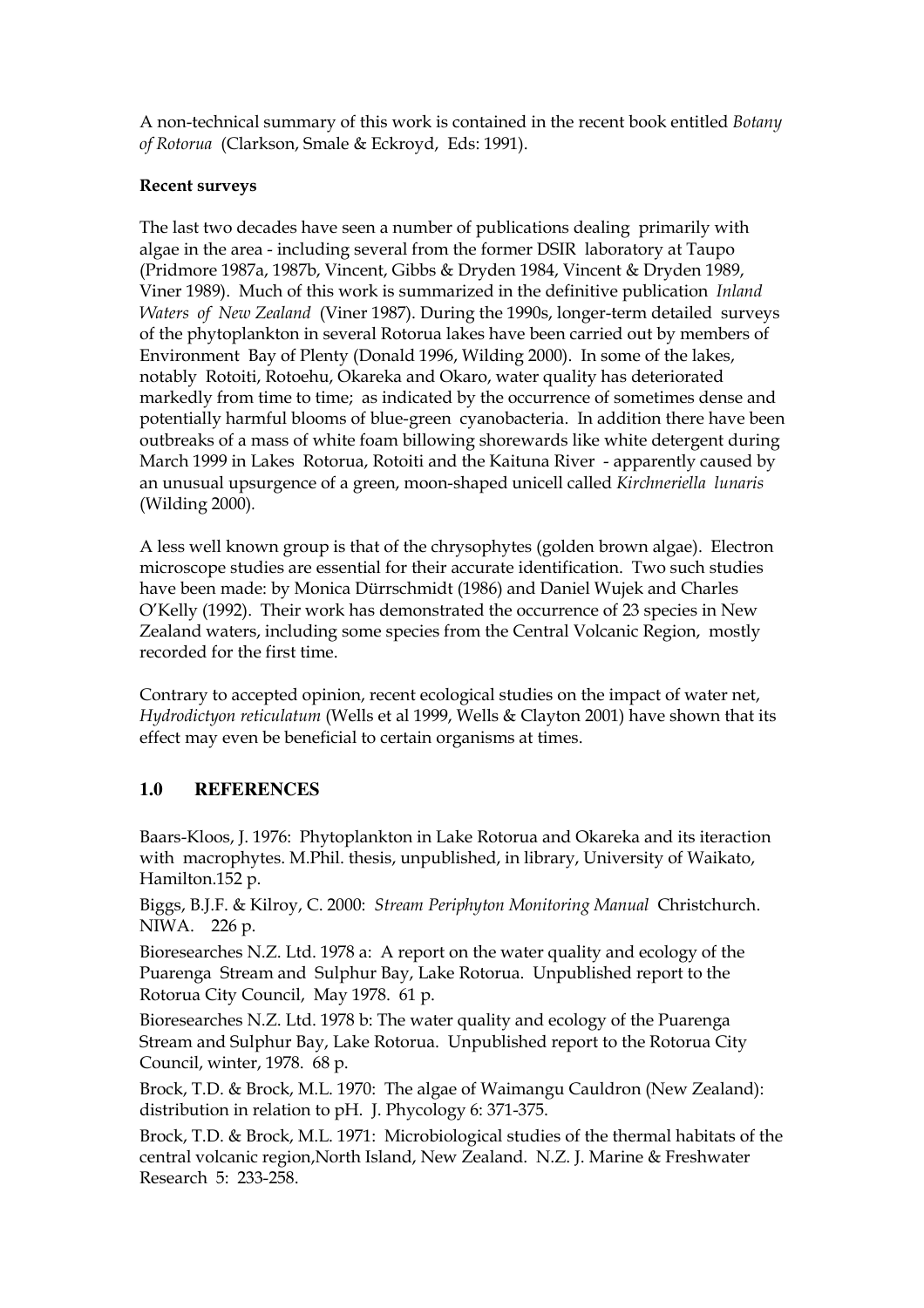A non-technical summary of this work is contained in the recent book entitled *Botany of Rotorua* (Clarkson, Smale & Eckroyd, Eds: 1991).

**Recent surveys**

The last two decades have seen a number of publications dealing primarily with algae in the area - including several from the former DSIR laboratory at Taupo (Pridmore 1987a, 1987b, Vincent, Gibbs & Dryden 1984, Vincent & Dryden 1989, Viner 1989). Much of this work is summarized in the definitive publication *Inland Waters of New Zealand* (Viner 1987). During the 1990s, longer-term detailed surveys of the phytoplankton in several Rotorua lakes have been carried out by members of Environment Bay of Plenty (Donald 1996, Wilding 2000). In some of the lakes, notably Rotoiti, Rotoehu, Okareka and Okaro, water quality has deteriorated markedly from time to time; as indicated by the occurrence of sometimes dense and potentially harmful blooms of blue-green cyanobacteria. In addition there have been outbreaks of a mass of white foam billowing shorewards like white detergent during March 1999 in Lakes Rotorua, Rotoiti and the Kaituna River - apparently caused by an unusual upsurgence of a green, moon-shaped unicell called *Kirchneriella lunaris* (Wilding 2000).

A less well known group is that of the chrysophytes (golden brown algae). Electron microscope studies are essential for their accurate identification. Two such studies have been made: by Monica Dürrschmidt (1986) and Daniel Wujek and Charles O'Kelly (1992). Their work has demonstrated the occurrence of 23 species in New Zealand waters, including some species from the Central Volcanic Region, mostly recorded for the first time.

Contrary to accepted opinion, recent ecological studies on the impact of water net, *Hydrodictyon reticulatum* (Wells et al 1999, Wells & Clayton 2001) have shown that its effect may even be beneficial to certain organisms at times.

## 1.0 REFERENCES

Baars-Kloos, J. 1976: Phytoplankton in Lake Rotorua and Okareka and its iteraction with macrophytes. M.Phil. thesis, unpublished, in library, University of Waikato, Hamilton.152 p.

Biggs, B.J.F. & Kilroy, C. 2000: *Stream Periphyton Monitoring Manual* Christchurch. NIWA. 226 p.

Bioresearches N.Z. Ltd. 1978 a: A report on the water quality and ecology of the Puarenga Stream and Sulphur Bay, Lake Rotorua. Unpublished report to the Rotorua City Council, May 1978. 61 p.

Bioresearches N.Z. Ltd. 1978 b: The water quality and ecology of the Puarenga Stream and Sulphur Bay, Lake Rotorua. Unpublished report to the Rotorua City Council, winter, 1978. 68 p.

Brock, T.D. & Brock, M.L. 1970: The algae of Waimangu Cauldron (New Zealand): distribution in relation to pH. J. Phycology 6: 371-375.

Brock, T.D. & Brock, M.L. 1971: Microbiological studies of the thermal habitats of the central volcanic region,North Island, New Zealand. N.Z. J. Marine & Freshwater Research 5: 233-258.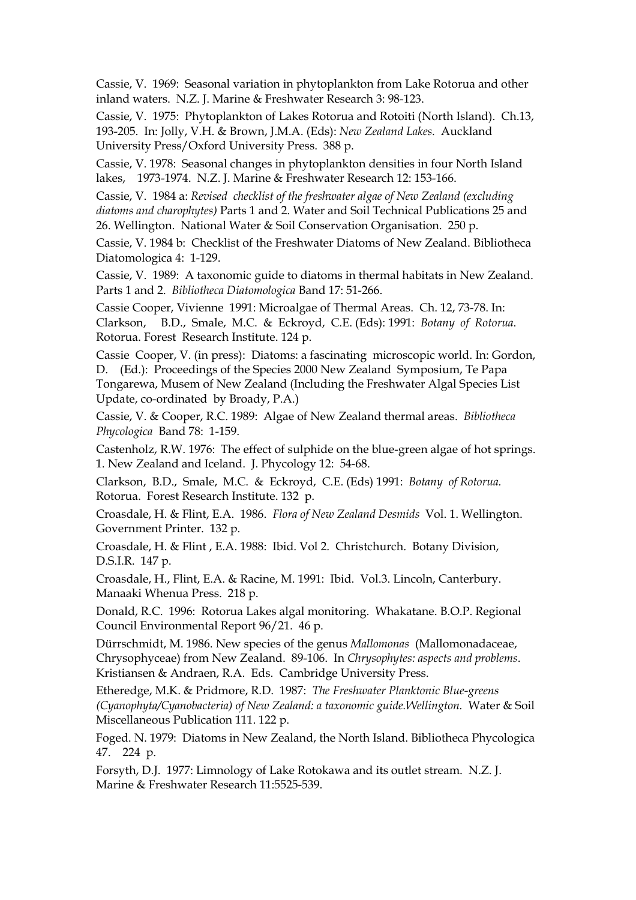Cassie, V. 1969: Seasonal variation in phytoplankton from Lake Rotorua and other inland waters. N.Z. J. Marine & Freshwater Research 3: 98-123.

Cassie, V. 1975: Phytoplankton of Lakes Rotorua and Rotoiti (North Island). Ch.13, 193-205. In: Jolly, V.H. & Brown, J.M.A. (Eds): *New Zealand Lakes.* Auckland University Press/Oxford University Press. 388 p.

Cassie, V. 1978: Seasonal changes in phytoplankton densities in four North Island lakes, 1973-1974. N.Z. J. Marine & Freshwater Research 12: 153-166.

Cassie, V. 1984 a: *Revised checklist of the freshwater algae of New Zealand (excluding diatoms and charophytes)* Parts 1 and 2. Water and Soil Technical Publications 25 and 26. Wellington. National Water & Soil Conservation Organisation. 250 p.

Cassie, V. 1984 b: Checklist of the Freshwater Diatoms of New Zealand. Bibliotheca Diatomologica 4: 1-129.

Cassie, V. 1989: A taxonomic guide to diatoms in thermal habitats in New Zealand. Parts 1 and 2. *Bibliotheca Diatomologica* Band 17: 51-266.

Cassie Cooper, Vivienne 1991: Microalgae of Thermal Areas. Ch. 12, 73-78. In: Clarkson, B.D., Smale, M.C. & Eckroyd, C.E. (Eds): 1991: *Botany of Rotorua*. Rotorua. Forest Research Institute. 124 p.

Cassie Cooper, V. (in press): Diatoms: a fascinating microscopic world. In: Gordon, D. (Ed.): Proceedings of the Species 2000 New Zealand Symposium, Te Papa Tongarewa, Musem of New Zealand (Including the Freshwater Algal Species List Update, co-ordinated by Broady, P.A.)

Cassie, V. & Cooper, R.C. 1989: Algae of New Zealand thermal areas. *Bibliotheca Phycologica* Band 78: 1-159.

Castenholz, R.W. 1976: The effect of sulphide on the blue-green algae of hot springs. 1. New Zealand and Iceland. J. Phycology 12: 54-68.

Clarkson, B.D., Smale, M.C. & Eckroyd, C.E. (Eds) 1991: *Botany of Rotorua.* Rotorua. Forest Research Institute. 132 p.

Croasdale, H. & Flint, E.A. 1986. *Flora of New Zealand Desmids* Vol. 1. Wellington. Government Printer. 132 p.

Croasdale, H. & Flint , E.A. 1988: Ibid. Vol 2. Christchurch. Botany Division, D.S.I.R. 147 p.

Croasdale, H., Flint, E.A. & Racine, M. 1991: Ibid. Vol.3. Lincoln, Canterbury. Manaaki Whenua Press. 218 p.

Donald, R.C. 1996: Rotorua Lakes algal monitoring. Whakatane. B.O.P. Regional Council Environmental Report 96/21. 46 p.

Dürrschmidt, M. 1986. New species of the genus *Mallomonas* (Mallomonadaceae, Chrysophyceae) from New Zealand. 89-106. In *Chrysophytes: aspects and problems*. Kristiansen & Andraen, R.A. Eds. Cambridge University Press.

Etheredge, M.K. & Pridmore, R.D. 1987: *The Freshwater Planktonic Blue-greens (Cyanophyta/Cyanobacteria) of New Zealand: a taxonomic guide.Wellington.* Water & Soil Miscellaneous Publication 111. 122 p.

Foged. N. 1979: Diatoms in New Zealand, the North Island. Bibliotheca Phycologica 47. 224 p.

Forsyth, D.J. 1977: Limnology of Lake Rotokawa and its outlet stream. N.Z. J. Marine & Freshwater Research 11:5525-539.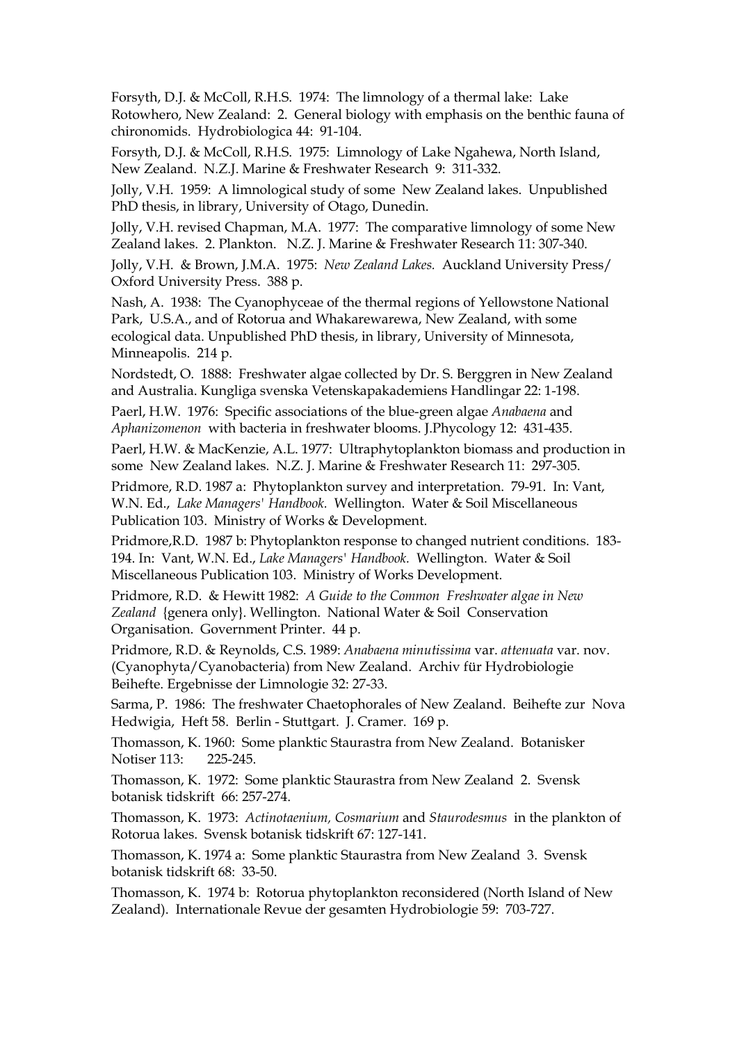Forsyth, D.J. & McColl, R.H.S. 1974: The limnology of a thermal lake: Lake Rotowhero, New Zealand: 2. General biology with emphasis on the benthic fauna of chironomids. Hydrobiologica 44: 91-104.

Forsyth, D.J. & McColl, R.H.S. 1975: Limnology of Lake Ngahewa, North Island, New Zealand. N.Z.J. Marine & Freshwater Research 9: 311-332.

Jolly, V.H. 1959: A limnological study of some New Zealand lakes. Unpublished PhD thesis, in library, University of Otago, Dunedin.

Jolly, V.H. revised Chapman, M.A. 1977: The comparative limnology of some New Zealand lakes. 2. Plankton. N.Z. J. Marine & Freshwater Research 11: 307-340.

Jolly, V.H. & Brown, J.M.A. 1975: *New Zealand Lakes.* Auckland University Press/ Oxford University Press. 388 p.

Nash, A. 1938: The Cyanophyceae of the thermal regions of Yellowstone National Park, U.S.A., and of Rotorua and Whakarewarewa, New Zealand, with some ecological data. Unpublished PhD thesis, in library, University of Minnesota, Minneapolis. 214 p.

Nordstedt, O. 1888: Freshwater algae collected by Dr. S. Berggren in New Zealand and Australia. Kungliga svenska Vetenskapakademiens Handlingar 22: 1-198.

Paerl, H.W. 1976: Specific associations of the blue-green algae *Anabaena* and *Aphanizomenon* with bacteria in freshwater blooms. J.Phycology 12: 431-435.

Paerl, H.W. & MacKenzie, A.L. 1977: Ultraphytoplankton biomass and production in some New Zealand lakes. N.Z. J. Marine & Freshwater Research 11: 297-305.

Pridmore, R.D. 1987 a: Phytoplankton survey and interpretation. 79-91. In: Vant, W.N. Ed., *Lake Managers' Handbook.* Wellington. Water & Soil Miscellaneous Publication 103. Ministry of Works & Development.

Pridmore,R.D. 1987 b: Phytoplankton response to changed nutrient conditions. 183-194. In: Vant, W.N. Ed., *Lake Managers' Handbook.* Wellington. Water & Soil Miscellaneous Publication 103. Ministry of Works Development.

Pridmore, R.D. & Hewitt 1982: *A Guide to the Common Freshwater algae in New Zealand* {genera only}. Wellington. National Water & Soil Conservation Organisation. Government Printer. 44 p.

Pridmore, R.D. & Reynolds, C.S. 1989: *Anabaena minutissima* var. *attenuata* var. nov. (Cyanophyta/Cyanobacteria) from New Zealand. Archiv für Hydrobiologie Beihefte. Ergebnisse der Limnologie 32: 27-33.

Sarma, P. 1986: The freshwater Chaetophorales of New Zealand. Beihefte zur Nova Hedwigia, Heft 58. Berlin - Stuttgart. J. Cramer. 169 p.

Thomasson, K. 1960: Some planktic Staurastra from New Zealand. Botanisker Notiser 113: 225-245.

Thomasson, K. 1972: Some planktic Staurastra from New Zealand 2. Svensk botanisk tidskrift 66: 257-274.

Thomasson, K. 1973: *Actinotaenium, Cosmarium* and *Staurodesmus* in the plankton of Rotorua lakes. Svensk botanisk tidskrift 67: 127-141.

Thomasson, K. 1974 a: Some planktic Staurastra from New Zealand 3. Svensk botanisk tidskrift 68: 33-50.

Thomasson, K. 1974 b: Rotorua phytoplankton reconsidered (North Island of New Zealand). Internationale Revue der gesamten Hydrobiologie 59: 703-727.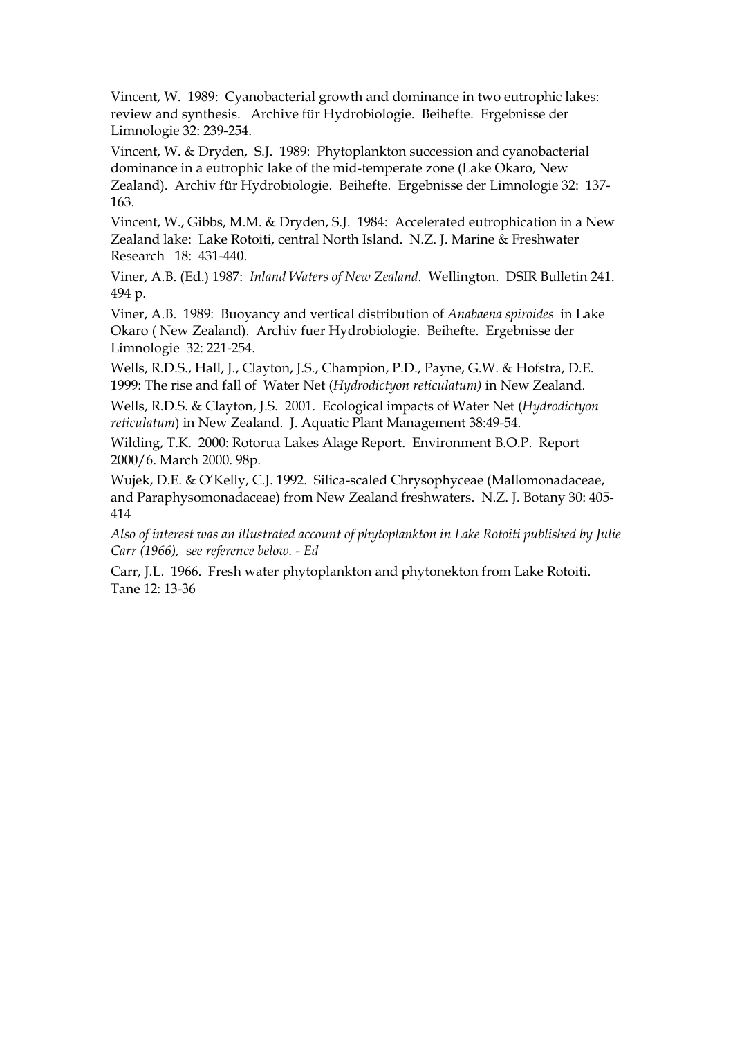Vincent, W. 1989: Cyanobacterial growth and dominance in two eutrophic lakes: review and synthesis. Archive für Hydrobiologie. Beihefte. Ergebnisse der Limnologie 32: 239-254.

Vincent, W. & Dryden, S.J. 1989: Phytoplankton succession and cyanobacterial dominance in a eutrophic lake of the mid-temperate zone (Lake Okaro, New Zealand). Archiv für Hydrobiologie. Beihefte. Ergebnisse der Limnologie 32: 137-163.

Vincent, W., Gibbs, M.M. & Dryden, S.J. 1984: Accelerated eutrophication in a New Zealand lake: Lake Rotoiti, central North Island. N.Z. J. Marine & Freshwater Research 18: 431-440.

Viner, A.B. (Ed.) 1987: *Inland Waters of New Zealand.* Wellington. DSIR Bulletin 241. 494 p.

Viner, A.B. 1989: Buoyancy and vertical distribution of *Anabaena spiroides* in Lake Okaro ( New Zealand). Archiv fuer Hydrobiologie. Beihefte. Ergebnisse der Limnologie 32: 221-254.

Wells, R.D.S., Hall, J., Clayton, J.S., Champion, P.D., Payne, G.W. & Hofstra, D.E. 1999: The rise and fall of Water Net (*Hydrodictyon reticulatum)* in New Zealand.

Wells, R.D.S. & Clayton, J.S. 2001. Ecological impacts of Water Net (*Hydrodictyon reticulatum*) in New Zealand. J. Aquatic Plant Management 38:49-54.

Wilding, T.K. 2000: Rotorua Lakes Alage Report. Environment B.O.P. Report 2000/6. March 2000. 98p.

Wujek, D.E. & O'Kelly, C.J. 1992. Silica-scaled Chrysophyceae (Mallomonadaceae, and Paraphysomonadaceae) from New Zealand freshwaters. N.Z. J. Botany 30: 405-414

*Also of interest was an illustrated account of phytoplankton in Lake Rotoiti published by Julie Carr (1966), see reference below. - Ed*

Carr, J.L. 1966. Fresh water phytoplankton and phytonekton from Lake Rotoiti. Tane 12: 13-36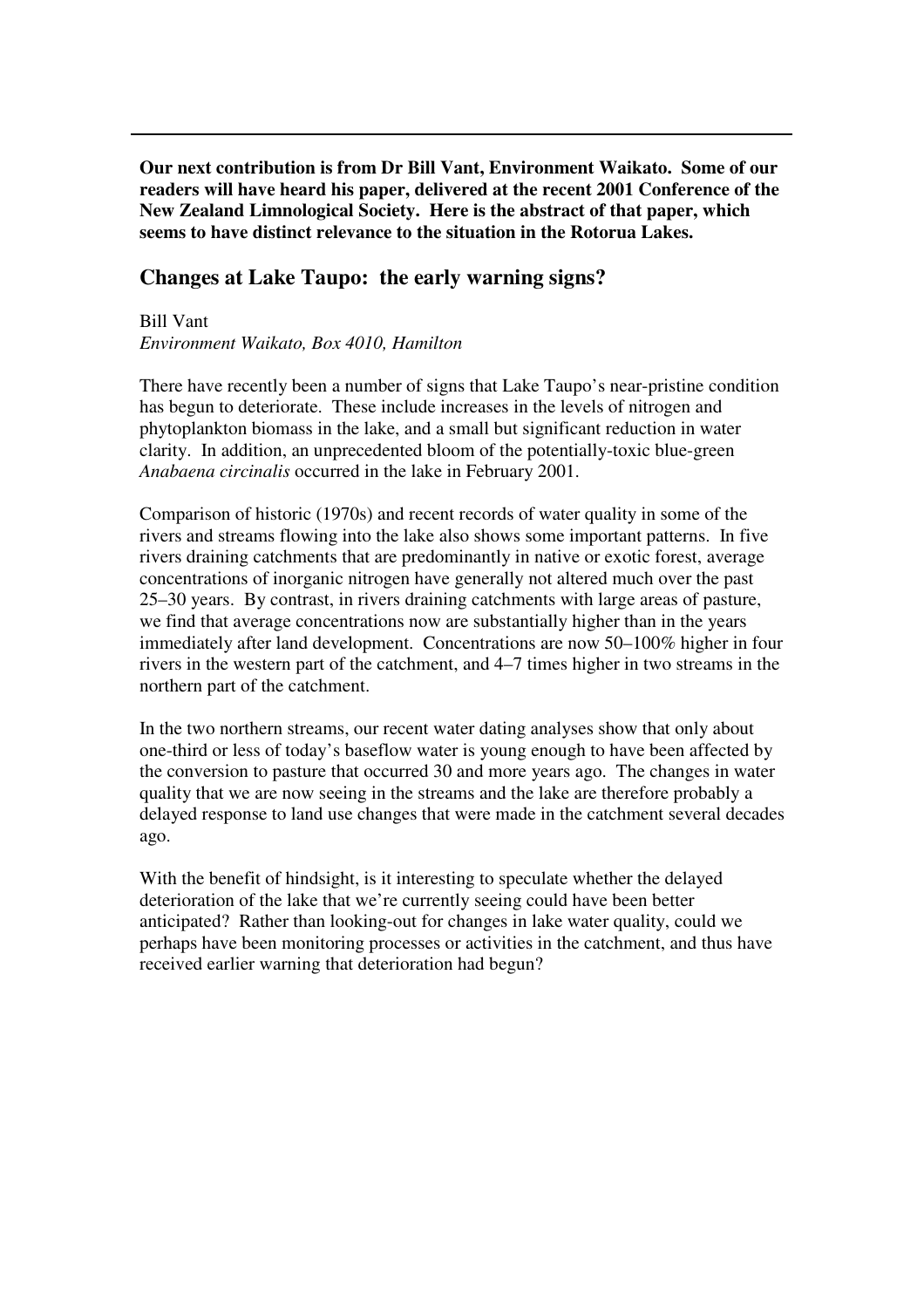---

**Our next contribution is from Dr Bill Vant, Environment Waikato. Some of our readers will have heard his paper, delivered at the recent 2001 Conference of the New Zealand Limnological Society. Here is the abstract of that paper, which seems to have distinct relevance to the situation in the Rotorua Lakes.**

## Changes at Lake Taupo: the early warning signs?

Bill Vant
*Environment Waikato, Box 4010, Hamilton*

There have recently been a number of signs that Lake Taupo's near-pristine condition has begun to deteriorate. These include increases in the levels of nitrogen and phytoplankton biomass in the lake, and a small but significant reduction in water clarity. In addition, an unprecedented bloom of the potentially-toxic blue-green *Anabaena circinalis* occurred in the lake in February 2001.

Comparison of historic (1970s) and recent records of water quality in some of the rivers and streams flowing into the lake also shows some important patterns. In five rivers draining catchments that are predominantly in native or exotic forest, average concentrations of inorganic nitrogen have generally not altered much over the past 25–30 years. By contrast, in rivers draining catchments with large areas of pasture, we find that average concentrations now are substantially higher than in the years immediately after land development. Concentrations are now 50–100% higher in four rivers in the western part of the catchment, and 4–7 times higher in two streams in the northern part of the catchment.

In the two northern streams, our recent water dating analyses show that only about one-third or less of today's baseflow water is young enough to have been affected by the conversion to pasture that occurred 30 and more years ago. The changes in water quality that we are now seeing in the streams and the lake are therefore probably a delayed response to land use changes that were made in the catchment several decades ago.

With the benefit of hindsight, is it interesting to speculate whether the delayed deterioration of the lake that we're currently seeing could have been better anticipated? Rather than looking-out for changes in lake water quality, could we perhaps have been monitoring processes or activities in the catchment, and thus have received earlier warning that deterioration had begun?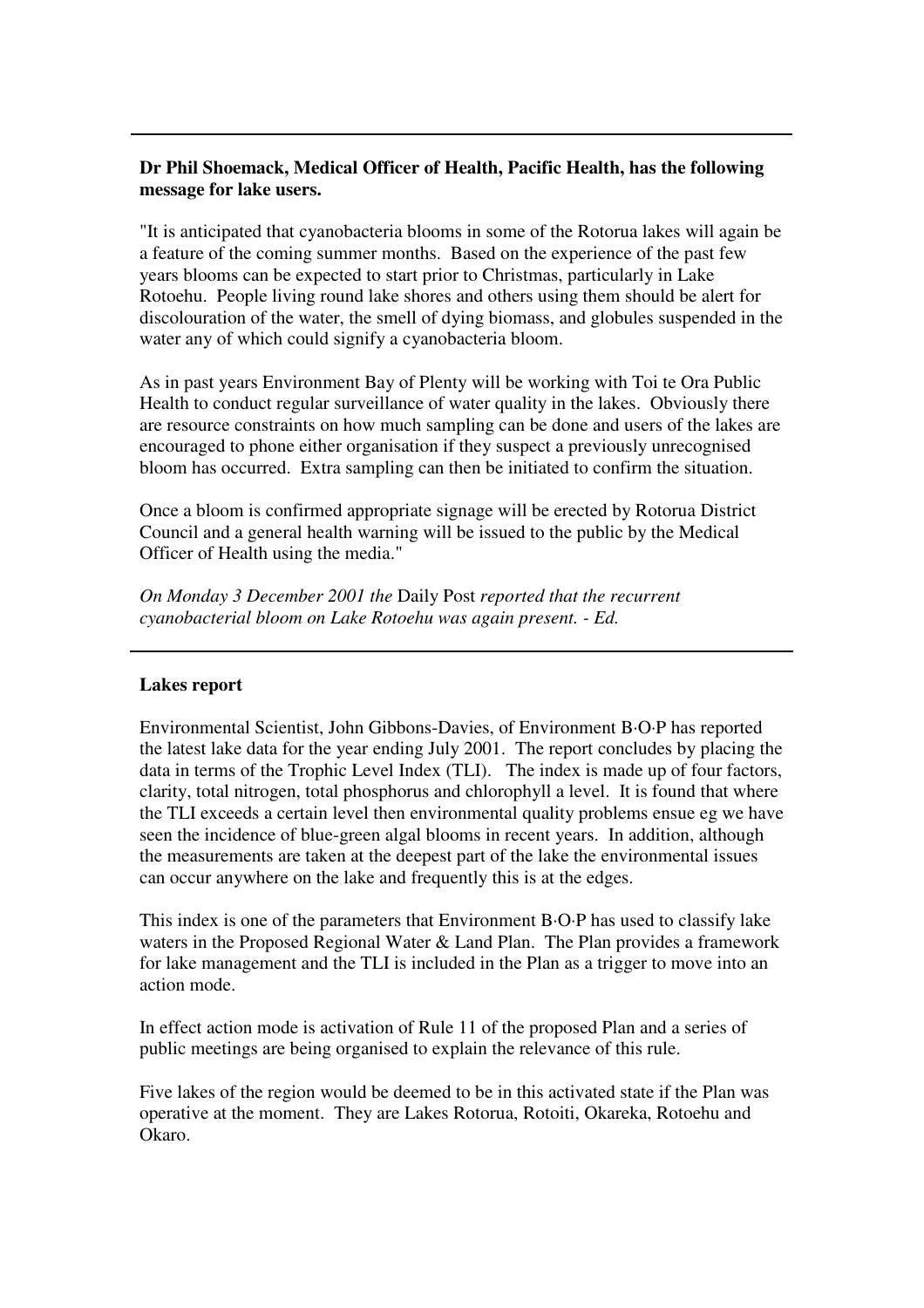---

**Dr Phil Shoemack, Medical Officer of Health, Pacific Health, has the following message for lake users.**

"It is anticipated that cyanobacteria blooms in some of the Rotorua lakes will again be a feature of the coming summer months. Based on the experience of the past few years blooms can be expected to start prior to Christmas, particularly in Lake Rotoehu. People living round lake shores and others using them should be alert for discolouration of the water, the smell of dying biomass, and globules suspended in the water any of which could signify a cyanobacteria bloom.

As in past years Environment Bay of Plenty will be working with Toi te Ora Public Health to conduct regular surveillance of water quality in the lakes. Obviously there are resource constraints on how much sampling can be done and users of the lakes are encouraged to phone either organisation if they suspect a previously unrecognised bloom has occurred. Extra sampling can then be initiated to confirm the situation.

Once a bloom is confirmed appropriate signage will be erected by Rotorua District Council and a general health warning will be issued to the public by the Medical Officer of Health using the media."

*On Monday 3 December 2001 the* Daily Post *reported that the recurrent cyanobacterial bloom on Lake Rotoehu was again present. - Ed.*

---

**Lakes report**

Environmental Scientist, John Gibbons-Davies, of Environment B·O·P has reported the latest lake data for the year ending July 2001. The report concludes by placing the data in terms of the Trophic Level Index (TLI). The index is made up of four factors, clarity, total nitrogen, total phosphorus and chlorophyll a level. It is found that where the TLI exceeds a certain level then environmental quality problems ensue eg we have seen the incidence of blue-green algal blooms in recent years. In addition, although the measurements are taken at the deepest part of the lake the environmental issues can occur anywhere on the lake and frequently this is at the edges.

This index is one of the parameters that Environment B·O·P has used to classify lake waters in the Proposed Regional Water & Land Plan. The Plan provides a framework for lake management and the TLI is included in the Plan as a trigger to move into an action mode.

In effect action mode is activation of Rule 11 of the proposed Plan and a series of public meetings are being organised to explain the relevance of this rule.

Five lakes of the region would be deemed to be in this activated state if the Plan was operative at the moment. They are Lakes Rotorua, Rotoiti, Okareka, Rotoehu and Okaro.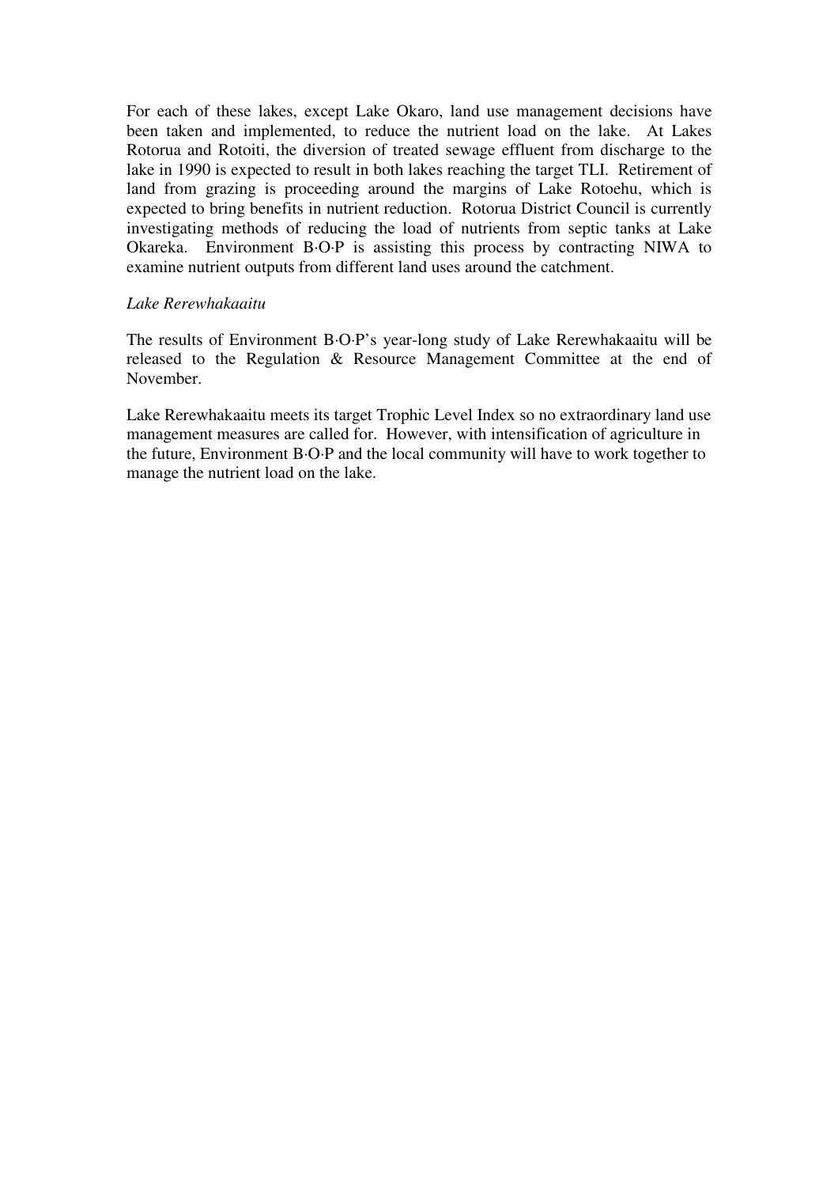For each of these lakes, except Lake Okaro, land use management decisions have been taken and implemented, to reduce the nutrient load on the lake. At Lakes Rotorua and Rotoiti, the diversion of treated sewage effluent from discharge to the lake in 1990 is expected to result in both lakes reaching the target TLI. Retirement of land from grazing is proceeding around the margins of Lake Rotoehu, which is expected to bring benefits in nutrient reduction. Rotorua District Council is currently investigating methods of reducing the load of nutrients from septic tanks at Lake Okareka. Environment B·O·P is assisting this process by contracting NIWA to examine nutrient outputs from different land uses around the catchment.

*Lake Rerewhakaaitu*

The results of Environment B·O·P's year-long study of Lake Rerewhakaaitu will be released to the Regulation & Resource Management Committee at the end of November.

Lake Rerewhakaaitu meets its target Trophic Level Index so no extraordinary land use management measures are called for. However, with intensification of agriculture in the future, Environment B·O·P and the local community will have to work together to manage the nutrient load on the lake.